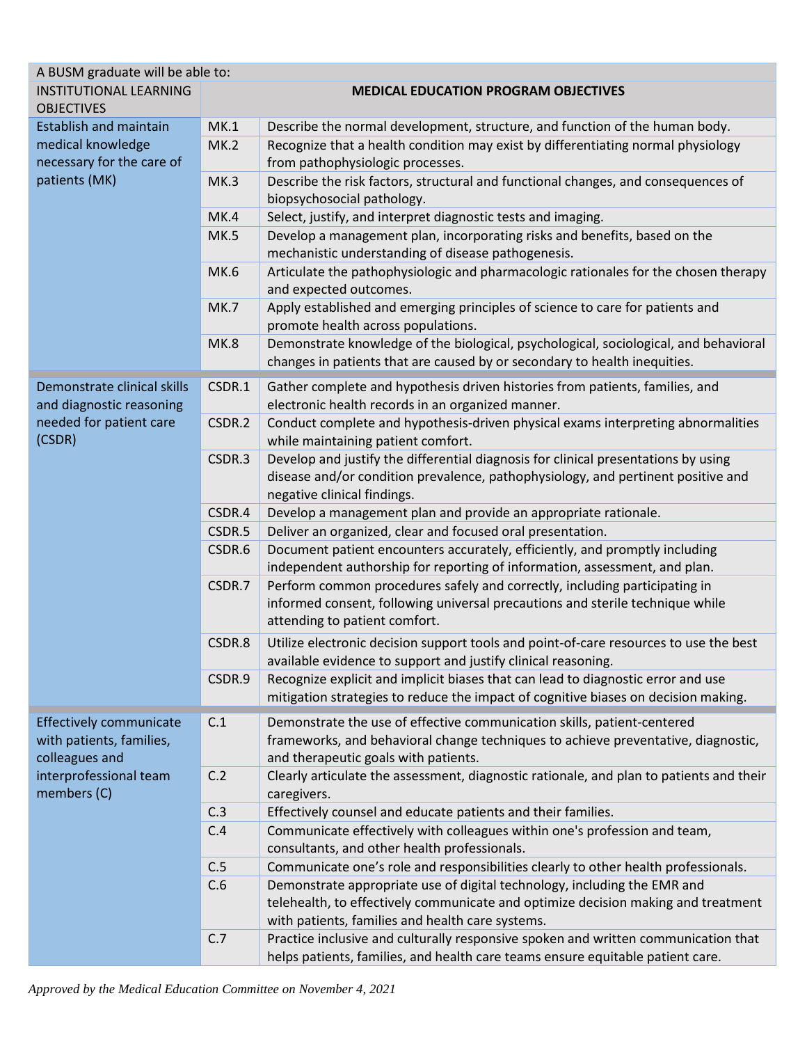| A BUSM graduate will be able to: | | |
|---|---|---|
| INSTITUTIONAL LEARNING OBJECTIVES | **MEDICAL EDUCATION PROGRAM OBJECTIVES** | |
| Establish and maintain medical knowledge necessary for the care of patients (MK) | MK.1 | Describe the normal development, structure, and function of the human body. |
| | MK.2 | Recognize that a health condition may exist by differentiating normal physiology from pathophysiologic processes. |
| | MK.3 | Describe the risk factors, structural and functional changes, and consequences of biopsychosocial pathology. |
| | MK.4 | Select, justify, and interpret diagnostic tests and imaging. |
| | MK.5 | Develop a management plan, incorporating risks and benefits, based on the mechanistic understanding of disease pathogenesis. |
| | MK.6 | Articulate the pathophysiologic and pharmacologic rationales for the chosen therapy and expected outcomes. |
| | MK.7 | Apply established and emerging principles of science to care for patients and promote health across populations. |
| | MK.8 | Demonstrate knowledge of the biological, psychological, sociological, and behavioral changes in patients that are caused by or secondary to health inequities. |
| Demonstrate clinical skills and diagnostic reasoning needed for patient care (CSDR) | CSDR.1 | Gather complete and hypothesis driven histories from patients, families, and electronic health records in an organized manner. |
| | CSDR.2 | Conduct complete and hypothesis-driven physical exams interpreting abnormalities while maintaining patient comfort. |
| | CSDR.3 | Develop and justify the differential diagnosis for clinical presentations by using disease and/or condition prevalence, pathophysiology, and pertinent positive and negative clinical findings. |
| | CSDR.4 | Develop a management plan and provide an appropriate rationale. |
| | CSDR.5 | Deliver an organized, clear and focused oral presentation. |
| | CSDR.6 | Document patient encounters accurately, efficiently, and promptly including independent authorship for reporting of information, assessment, and plan. |
| | CSDR.7 | Perform common procedures safely and correctly, including participating in informed consent, following universal precautions and sterile technique while attending to patient comfort. |
| | CSDR.8 | Utilize electronic decision support tools and point-of-care resources to use the best available evidence to support and justify clinical reasoning. |
| | CSDR.9 | Recognize explicit and implicit biases that can lead to diagnostic error and use mitigation strategies to reduce the impact of cognitive biases on decision making. |
| Effectively communicate with patients, families, colleagues and interprofessional team members (C) | C.1 | Demonstrate the use of effective communication skills, patient-centered frameworks, and behavioral change techniques to achieve preventative, diagnostic, and therapeutic goals with patients. |
| | C.2 | Clearly articulate the assessment, diagnostic rationale, and plan to patients and their caregivers. |
| | C.3 | Effectively counsel and educate patients and their families. |
| | C.4 | Communicate effectively with colleagues within one's profession and team, consultants, and other health professionals. |
| | C.5 | Communicate one's role and responsibilities clearly to other health professionals. |
| | C.6 | Demonstrate appropriate use of digital technology, including the EMR and telehealth, to effectively communicate and optimize decision making and treatment with patients, families and health care systems. |
| | C.7 | Practice inclusive and culturally responsive spoken and written communication that helps patients, families, and health care teams ensure equitable patient care. |

*Approved by the Medical Education Committee on November 4, 2021*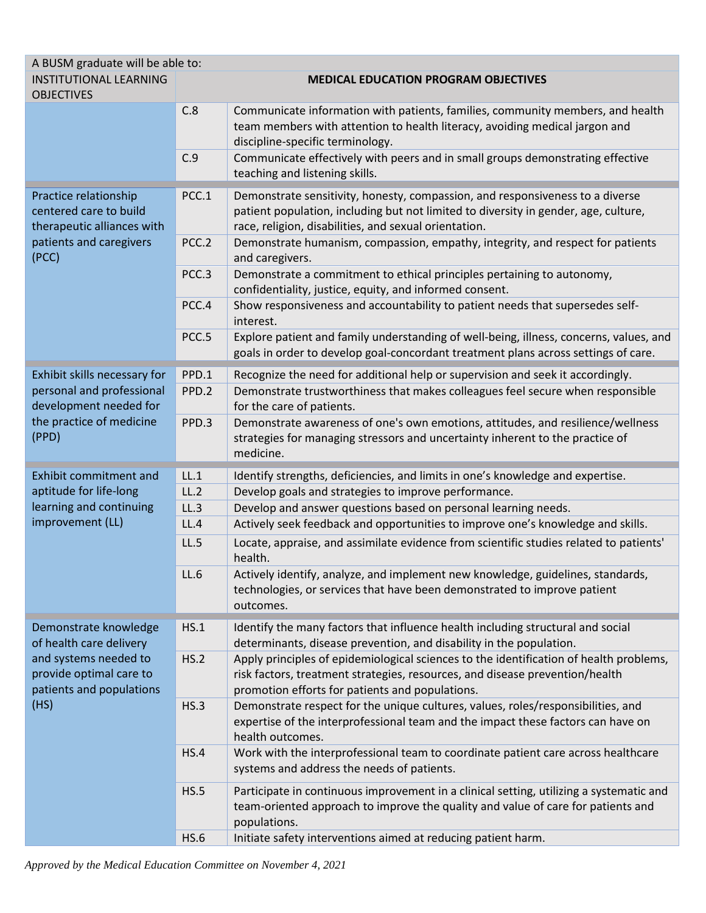| A BUSM graduate will be able to: | | |
|---|---|---|
| INSTITUTIONAL LEARNING OBJECTIVES | **MEDICAL EDUCATION PROGRAM OBJECTIVES** | |
| | C.8 | Communicate information with patients, families, community members, and health team members with attention to health literacy, avoiding medical jargon and discipline-specific terminology. |
| | C.9 | Communicate effectively with peers and in small groups demonstrating effective teaching and listening skills. |
| Practice relationship centered care to build therapeutic alliances with patients and caregivers (PCC) | PCC.1 | Demonstrate sensitivity, honesty, compassion, and responsiveness to a diverse patient population, including but not limited to diversity in gender, age, culture, race, religion, disabilities, and sexual orientation. |
| | PCC.2 | Demonstrate humanism, compassion, empathy, integrity, and respect for patients and caregivers. |
| | PCC.3 | Demonstrate a commitment to ethical principles pertaining to autonomy, confidentiality, justice, equity, and informed consent. |
| | PCC.4 | Show responsiveness and accountability to patient needs that supersedes self-interest. |
| | PCC.5 | Explore patient and family understanding of well-being, illness, concerns, values, and goals in order to develop goal-concordant treatment plans across settings of care. |
| Exhibit skills necessary for personal and professional development needed for the practice of medicine (PPD) | PPD.1 | Recognize the need for additional help or supervision and seek it accordingly. |
| | PPD.2 | Demonstrate trustworthiness that makes colleagues feel secure when responsible for the care of patients. |
| | PPD.3 | Demonstrate awareness of one's own emotions, attitudes, and resilience/wellness strategies for managing stressors and uncertainty inherent to the practice of medicine. |
| Exhibit commitment and aptitude for life-long learning and continuing improvement (LL) | LL.1 | Identify strengths, deficiencies, and limits in one's knowledge and expertise. |
| | LL.2 | Develop goals and strategies to improve performance. |
| | LL.3 | Develop and answer questions based on personal learning needs. |
| | LL.4 | Actively seek feedback and opportunities to improve one's knowledge and skills. |
| | LL.5 | Locate, appraise, and assimilate evidence from scientific studies related to patients' health. |
| | LL.6 | Actively identify, analyze, and implement new knowledge, guidelines, standards, technologies, or services that have been demonstrated to improve patient outcomes. |
| Demonstrate knowledge of health care delivery and systems needed to provide optimal care to patients and populations (HS) | HS.1 | Identify the many factors that influence health including structural and social determinants, disease prevention, and disability in the population. |
| | HS.2 | Apply principles of epidemiological sciences to the identification of health problems, risk factors, treatment strategies, resources, and disease prevention/health promotion efforts for patients and populations. |
| | HS.3 | Demonstrate respect for the unique cultures, values, roles/responsibilities, and expertise of the interprofessional team and the impact these factors can have on health outcomes. |
| | HS.4 | Work with the interprofessional team to coordinate patient care across healthcare systems and address the needs of patients. |
| | HS.5 | Participate in continuous improvement in a clinical setting, utilizing a systematic and team-oriented approach to improve the quality and value of care for patients and populations. |
| | HS.6 | Initiate safety interventions aimed at reducing patient harm. |

*Approved by the Medical Education Committee on November 4, 2021*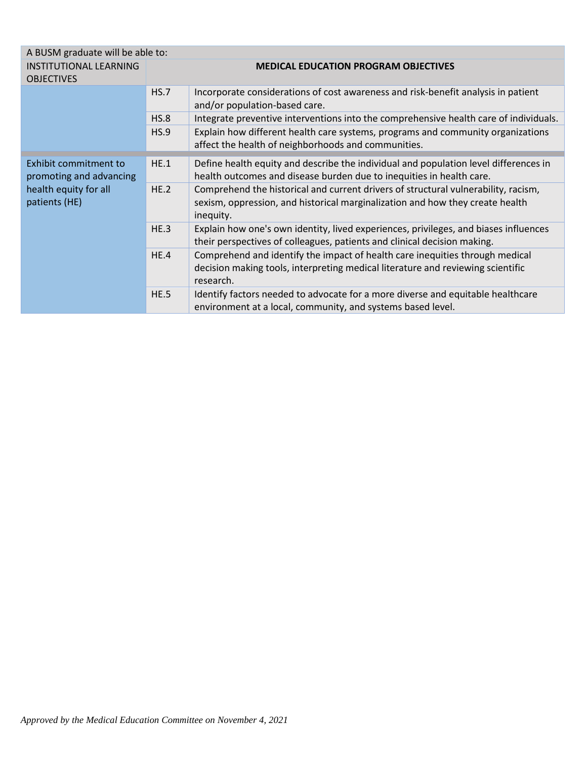| A BUSM graduate will be able to: | | |
| --- | --- | --- |
| INSTITUTIONAL LEARNING OBJECTIVES | **MEDICAL EDUCATION PROGRAM OBJECTIVES** | |
| | HS.7 | Incorporate considerations of cost awareness and risk-benefit analysis in patient and/or population-based care. |
| | HS.8 | Integrate preventive interventions into the comprehensive health care of individuals. |
| | HS.9 | Explain how different health care systems, programs and community organizations affect the health of neighborhoods and communities. |
| Exhibit commitment to promoting and advancing health equity for all patients (HE) | HE.1 | Define health equity and describe the individual and population level differences in health outcomes and disease burden due to inequities in health care. |
| | HE.2 | Comprehend the historical and current drivers of structural vulnerability, racism, sexism, oppression, and historical marginalization and how they create health inequity. |
| | HE.3 | Explain how one's own identity, lived experiences, privileges, and biases influences their perspectives of colleagues, patients and clinical decision making. |
| | HE.4 | Comprehend and identify the impact of health care inequities through medical decision making tools, interpreting medical literature and reviewing scientific research. |
| | HE.5 | Identify factors needed to advocate for a more diverse and equitable healthcare environment at a local, community, and systems based level. |

*Approved by the Medical Education Committee on November 4, 2021*